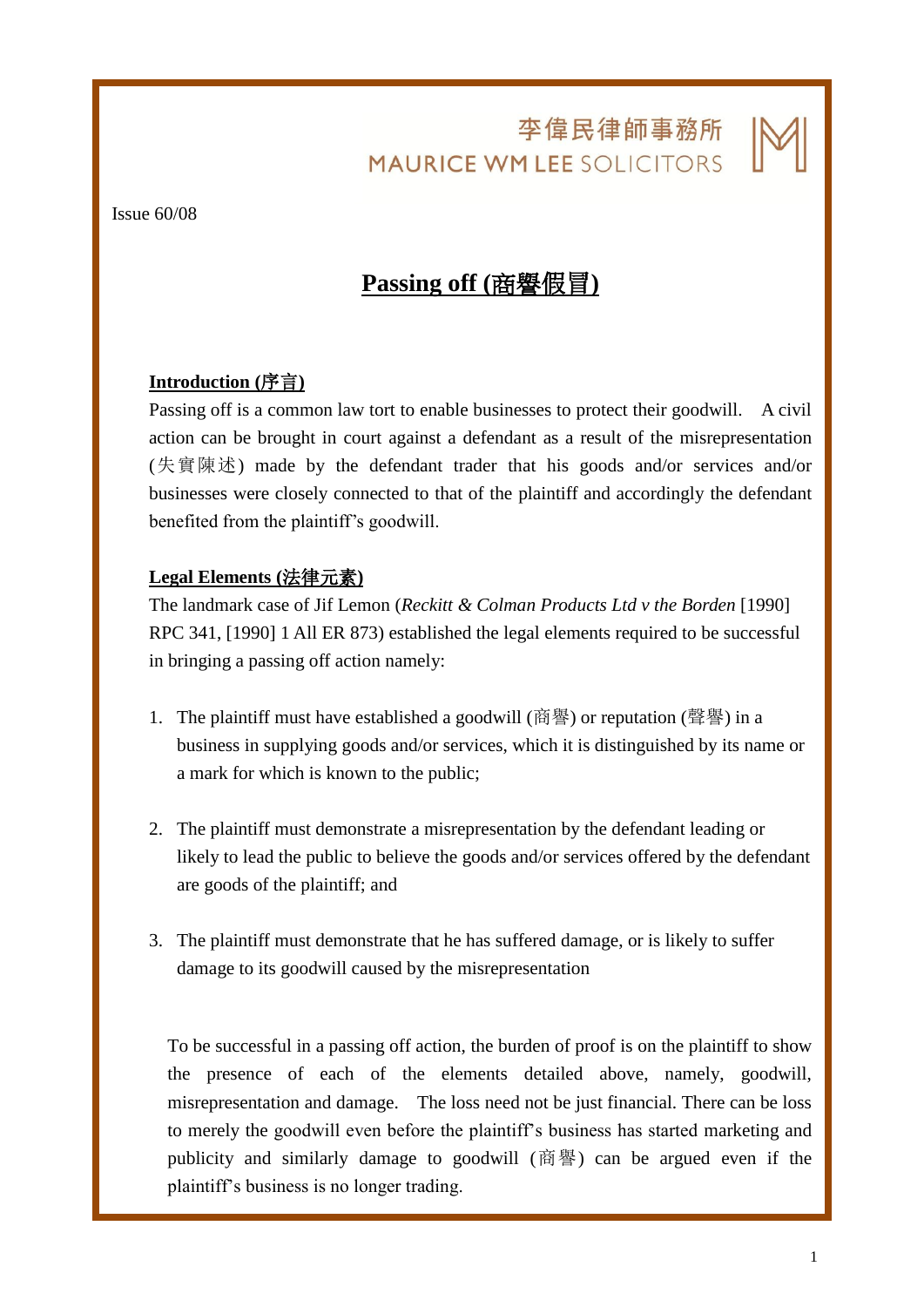李偉民律師事務所
MAURICE WM LEE SOLICITORS

Issue 60/08

# Passing off (商譽假冒)

## Introduction (序言)

Passing off is a common law tort to enable businesses to protect their goodwill. A civil action can be brought in court against a defendant as a result of the misrepresentation (失實陳述) made by the defendant trader that his goods and/or services and/or businesses were closely connected to that of the plaintiff and accordingly the defendant benefited from the plaintiff's goodwill.

## Legal Elements (法律元素)

The landmark case of Jif Lemon (*Reckitt & Colman Products Ltd v the Borden* [1990] RPC 341, [1990] 1 All ER 873) established the legal elements required to be successful in bringing a passing off action namely:

1. The plaintiff must have established a goodwill (商譽) or reputation (聲譽) in a business in supplying goods and/or services, which it is distinguished by its name or a mark for which is known to the public;

2. The plaintiff must demonstrate a misrepresentation by the defendant leading or likely to lead the public to believe the goods and/or services offered by the defendant are goods of the plaintiff; and

3. The plaintiff must demonstrate that he has suffered damage, or is likely to suffer damage to its goodwill caused by the misrepresentation

To be successful in a passing off action, the burden of proof is on the plaintiff to show the presence of each of the elements detailed above, namely, goodwill, misrepresentation and damage. The loss need not be just financial. There can be loss to merely the goodwill even before the plaintiff's business has started marketing and publicity and similarly damage to goodwill (商譽) can be argued even if the plaintiff's business is no longer trading.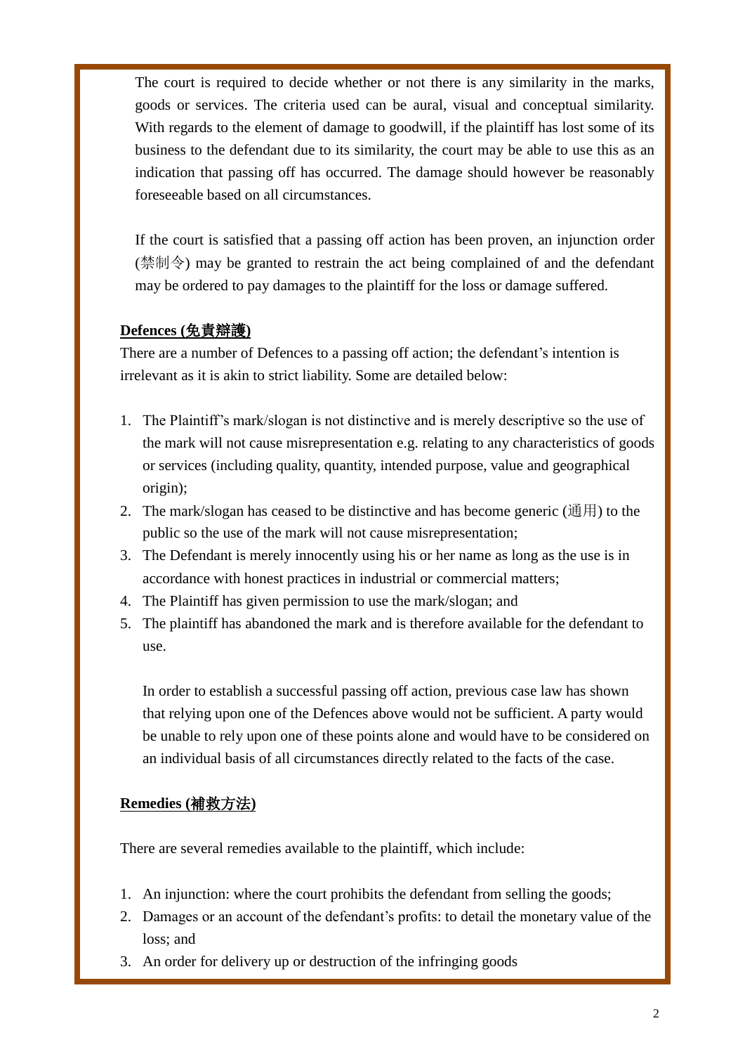The court is required to decide whether or not there is any similarity in the marks, goods or services. The criteria used can be aural, visual and conceptual similarity. With regards to the element of damage to goodwill, if the plaintiff has lost some of its business to the defendant due to its similarity, the court may be able to use this as an indication that passing off has occurred. The damage should however be reasonably foreseeable based on all circumstances.

If the court is satisfied that a passing off action has been proven, an injunction order (禁制令) may be granted to restrain the act being complained of and the defendant may be ordered to pay damages to the plaintiff for the loss or damage suffered.

**Defences (免責辯護)**

There are a number of Defences to a passing off action; the defendant's intention is irrelevant as it is akin to strict liability. Some are detailed below:

1. The Plaintiff's mark/slogan is not distinctive and is merely descriptive so the use of the mark will not cause misrepresentation e.g. relating to any characteristics of goods or services (including quality, quantity, intended purpose, value and geographical origin);
2. The mark/slogan has ceased to be distinctive and has become generic (通用) to the public so the use of the mark will not cause misrepresentation;
3. The Defendant is merely innocently using his or her name as long as the use is in accordance with honest practices in industrial or commercial matters;
4. The Plaintiff has given permission to use the mark/slogan; and
5. The plaintiff has abandoned the mark and is therefore available for the defendant to use.

   In order to establish a successful passing off action, previous case law has shown that relying upon one of the Defences above would not be sufficient. A party would be unable to rely upon one of these points alone and would have to be considered on an individual basis of all circumstances directly related to the facts of the case.

**Remedies (補救方法)**

There are several remedies available to the plaintiff, which include:

1. An injunction: where the court prohibits the defendant from selling the goods;
2. Damages or an account of the defendant's profits: to detail the monetary value of the loss; and
3. An order for delivery up or destruction of the infringing goods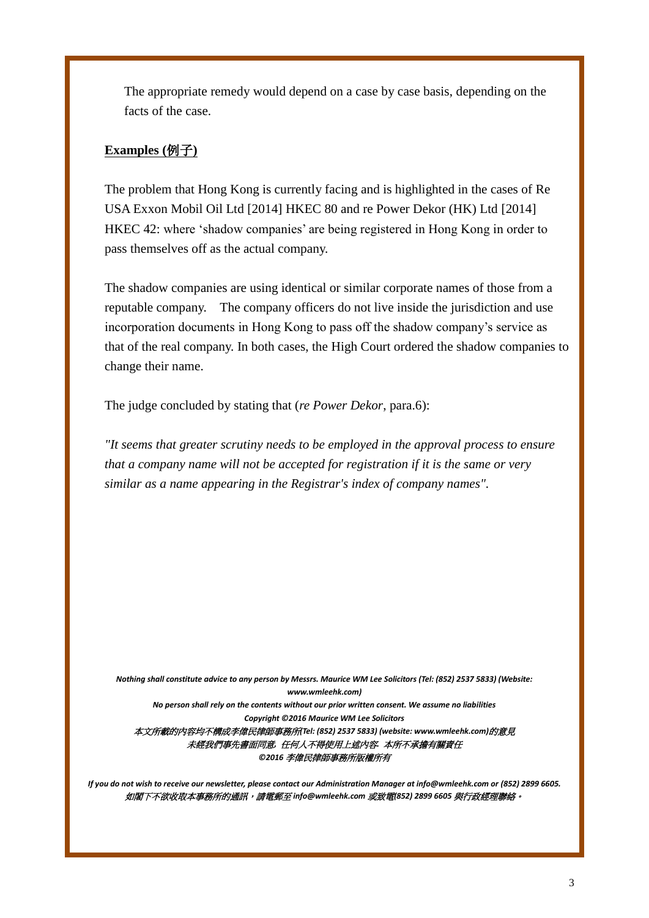The appropriate remedy would depend on a case by case basis, depending on the facts of the case.

**Examples (例子)**

The problem that Hong Kong is currently facing and is highlighted in the cases of Re USA Exxon Mobil Oil Ltd [2014] HKEC 80 and re Power Dekor (HK) Ltd [2014] HKEC 42: where 'shadow companies' are being registered in Hong Kong in order to pass themselves off as the actual company.

The shadow companies are using identical or similar corporate names of those from a reputable company. The company officers do not live inside the jurisdiction and use incorporation documents in Hong Kong to pass off the shadow company's service as that of the real company. In both cases, the High Court ordered the shadow companies to change their name.

The judge concluded by stating that (*re Power Dekor*, para.6):

*"It seems that greater scrutiny needs to be employed in the approval process to ensure that a company name will not be accepted for registration if it is the same or very similar as a name appearing in the Registrar's index of company names".*

***Nothing shall constitute advice to any person by Messrs. Maurice WM Lee Solicitors (Tel: (852) 2537 5833) (Website: www.wmleehk.com)***
***No person shall rely on the contents without our prior written consent. We assume no liabilities***
***Copyright ©2016 Maurice WM Lee Solicitors***
***本文所載的內容均不構成李偉民律師事務所(Tel: (852) 2537 5833) (website: www.wmleehk.com)的意見***
***未經我們事先書面同意，任何人不得使用上述內容. 本所不承擔有關責任***
***©2016 李偉民律師事務所版權所有***

***If you do not wish to receive our newsletter, please contact our Administration Manager at info@wmleehk.com or (852) 2899 6605.***
***如閣下不欲收取本事務所的通訊，請電郵至 info@wmleehk.com 或致電(852) 2899 6605 與行政經理聯絡。***